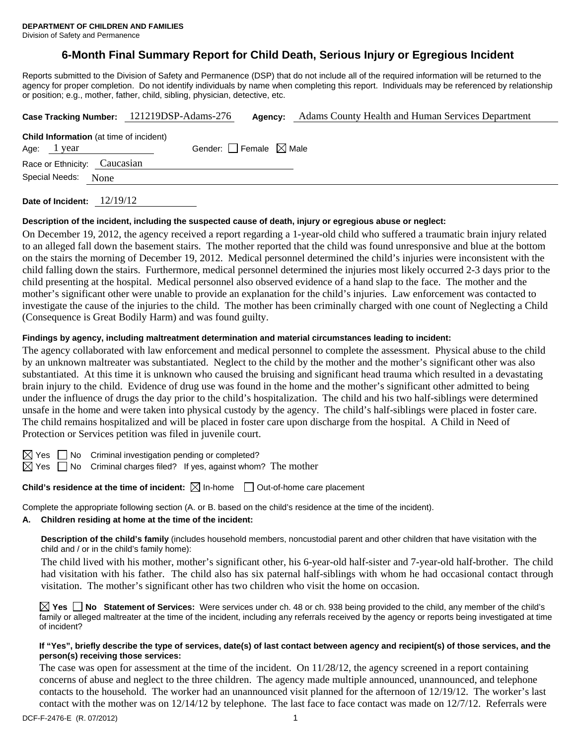**DEPARTMENT OF CHILDREN AND FAMILIES**
Division of Safety and Permanence

# 6-Month Final Summary Report for Child Death, Serious Injury or Egregious Incident

Reports submitted to the Division of Safety and Permanence (DSP) that do not include all of the required information will be returned to the agency for proper completion. Do not identify individuals by name when completing this report. Individuals may be referenced by relationship or position; e.g., mother, father, child, sibling, physician, detective, etc.

**Case Tracking Number:** 121219DSP-Adams-276 **Agency:** Adams County Health and Human Services Department

**Child Information** (at time of incident)

Age: 1 year Gender: ☐ Female ☒ Male

Race or Ethnicity: Caucasian

Special Needs: None

**Date of Incident:** 12/19/12

**Description of the incident, including the suspected cause of death, injury or egregious abuse or neglect:**

On December 19, 2012, the agency received a report regarding a 1-year-old child who suffered a traumatic brain injury related to an alleged fall down the basement stairs. The mother reported that the child was found unresponsive and blue at the bottom on the stairs the morning of December 19, 2012. Medical personnel determined the child's injuries were inconsistent with the child falling down the stairs. Furthermore, medical personnel determined the injuries most likely occurred 2-3 days prior to the child presenting at the hospital. Medical personnel also observed evidence of a hand slap to the face. The mother and the mother's significant other were unable to provide an explanation for the child's injuries. Law enforcement was contacted to investigate the cause of the injuries to the child. The mother has been criminally charged with one count of Neglecting a Child (Consequence is Great Bodily Harm) and was found guilty.

**Findings by agency, including maltreatment determination and material circumstances leading to incident:**

The agency collaborated with law enforcement and medical personnel to complete the assessment. Physical abuse to the child by an unknown maltreater was substantiated. Neglect to the child by the mother and the mother's significant other was also substantiated. At this time it is unknown who caused the bruising and significant head trauma which resulted in a devastating brain injury to the child. Evidence of drug use was found in the home and the mother's significant other admitted to being under the influence of drugs the day prior to the child's hospitalization. The child and his two half-siblings were determined unsafe in the home and were taken into physical custody by the agency. The child's half-siblings were placed in foster care. The child remains hospitalized and will be placed in foster care upon discharge from the hospital. A Child in Need of Protection or Services petition was filed in juvenile court.

☒ Yes ☐ No Criminal investigation pending or completed?

☒ Yes ☐ No Criminal charges filed? If yes, against whom? The mother

**Child's residence at the time of incident:** ☒ In-home ☐ Out-of-home care placement

Complete the appropriate following section (A. or B. based on the child's residence at the time of the incident).

**A. Children residing at home at the time of the incident:**

**Description of the child's family** (includes household members, noncustodial parent and other children that have visitation with the child and / or in the child's family home):

The child lived with his mother, mother's significant other, his 6-year-old half-sister and 7-year-old half-brother. The child had visitation with his father. The child also has six paternal half-siblings with whom he had occasional contact through visitation. The mother's significant other has two children who visit the home on occasion.

☒ **Yes** ☐ **No Statement of Services:** Were services under ch. 48 or ch. 938 being provided to the child, any member of the child's family or alleged maltreater at the time of the incident, including any referrals received by the agency or reports being investigated at time of incident?

**If "Yes", briefly describe the type of services, date(s) of last contact between agency and recipient(s) of those services, and the person(s) receiving those services:**

The case was open for assessment at the time of the incident. On 11/28/12, the agency screened in a report containing concerns of abuse and neglect to the three children. The agency made multiple announced, unannounced, and telephone contacts to the household. The worker had an unannounced visit planned for the afternoon of 12/19/12. The worker's last contact with the mother was on 12/14/12 by telephone. The last face to face contact was made on 12/7/12. Referrals were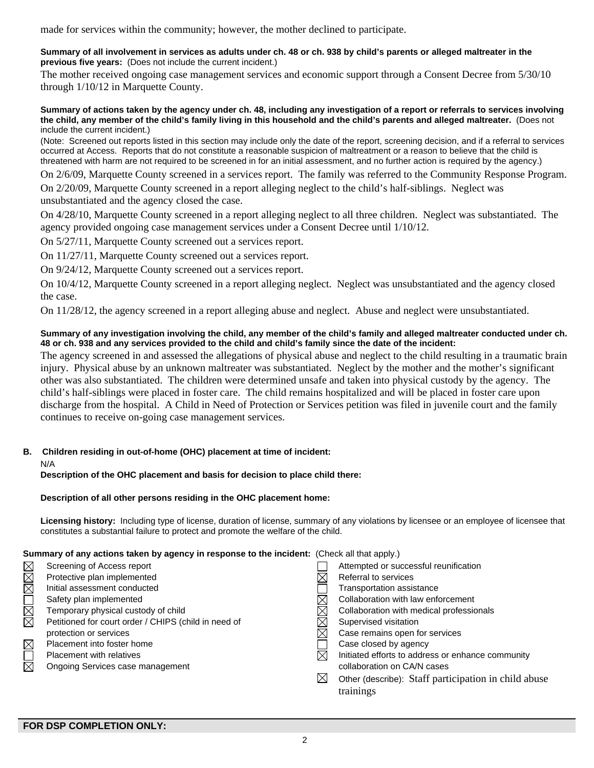made for services within the community; however, the mother declined to participate.

**Summary of all involvement in services as adults under ch. 48 or ch. 938 by child's parents or alleged maltreater in the previous five years:** (Does not include the current incident.)

The mother received ongoing case management services and economic support through a Consent Decree from 5/30/10 through 1/10/12 in Marquette County.

**Summary of actions taken by the agency under ch. 48, including any investigation of a report or referrals to services involving the child, any member of the child's family living in this household and the child's parents and alleged maltreater.** (Does not include the current incident.)

(Note: Screened out reports listed in this section may include only the date of the report, screening decision, and if a referral to services occurred at Access. Reports that do not constitute a reasonable suspicion of maltreatment or a reason to believe that the child is threatened with harm are not required to be screened in for an initial assessment, and no further action is required by the agency.)

On 2/6/09, Marquette County screened in a services report. The family was referred to the Community Response Program.

On 2/20/09, Marquette County screened in a report alleging neglect to the child's half-siblings. Neglect was unsubstantiated and the agency closed the case.

On 4/28/10, Marquette County screened in a report alleging neglect to all three children. Neglect was substantiated. The agency provided ongoing case management services under a Consent Decree until 1/10/12.

On 5/27/11, Marquette County screened out a services report.

On 11/27/11, Marquette County screened out a services report.

On 9/24/12, Marquette County screened out a services report.

On 10/4/12, Marquette County screened in a report alleging neglect. Neglect was unsubstantiated and the agency closed the case.

On 11/28/12, the agency screened in a report alleging abuse and neglect. Abuse and neglect were unsubstantiated.

**Summary of any investigation involving the child, any member of the child's family and alleged maltreater conducted under ch. 48 or ch. 938 and any services provided to the child and child's family since the date of the incident:**

The agency screened in and assessed the allegations of physical abuse and neglect to the child resulting in a traumatic brain injury. Physical abuse by an unknown maltreater was substantiated. Neglect by the mother and the mother's significant other was also substantiated. The children were determined unsafe and taken into physical custody by the agency. The child's half-siblings were placed in foster care. The child remains hospitalized and will be placed in foster care upon discharge from the hospital. A Child in Need of Protection or Services petition was filed in juvenile court and the family continues to receive on-going case management services.

**B. Children residing in out-of-home (OHC) placement at time of incident:**

N/A

**Description of the OHC placement and basis for decision to place child there:**

**Description of all other persons residing in the OHC placement home:**

**Licensing history:** Including type of license, duration of license, summary of any violations by licensee or an employee of licensee that constitutes a substantial failure to protect and promote the welfare of the child.

**Summary of any actions taken by agency in response to the incident:** (Check all that apply.)

- ☒ Screening of Access report
- ☒ Protective plan implemented
- ☒ Initial assessment conducted
- ☐ Safety plan implemented
- ☒ Temporary physical custody of child
- ☒ Petitioned for court order / CHIPS (child in need of protection or services
- ☒ Placement into foster home
- ☐ Placement with relatives
- ☒ Ongoing Services case management
- ☐ Attempted or successful reunification
- ☒ Referral to services
- ☐ Transportation assistance
- ☒ Collaboration with law enforcement
- ☒ Collaboration with medical professionals
- ☒ Supervised visitation
- ☒ Case remains open for services
- ☐ Case closed by agency
- ☒ Initiated efforts to address or enhance community collaboration on CA/N cases
- ☒ Other (describe): Staff participation in child abuse trainings

**FOR DSP COMPLETION ONLY:**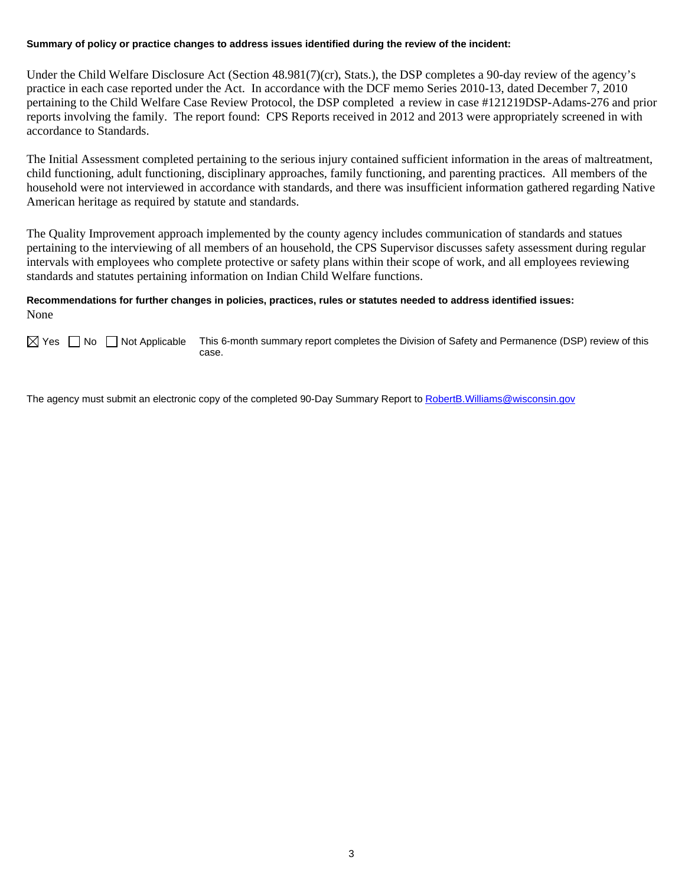**Summary of policy or practice changes to address issues identified during the review of the incident:**

Under the Child Welfare Disclosure Act (Section 48.981(7)(cr), Stats.), the DSP completes a 90-day review of the agency's practice in each case reported under the Act. In accordance with the DCF memo Series 2010-13, dated December 7, 2010 pertaining to the Child Welfare Case Review Protocol, the DSP completed a review in case #121219DSP-Adams-276 and prior reports involving the family. The report found: CPS Reports received in 2012 and 2013 were appropriately screened in with accordance to Standards.

The Initial Assessment completed pertaining to the serious injury contained sufficient information in the areas of maltreatment, child functioning, adult functioning, disciplinary approaches, family functioning, and parenting practices. All members of the household were not interviewed in accordance with standards, and there was insufficient information gathered regarding Native American heritage as required by statute and standards.

The Quality Improvement approach implemented by the county agency includes communication of standards and statues pertaining to the interviewing of all members of an household, the CPS Supervisor discusses safety assessment during regular intervals with employees who complete protective or safety plans within their scope of work, and all employees reviewing standards and statutes pertaining information on Indian Child Welfare functions.

**Recommendations for further changes in policies, practices, rules or statutes needed to address identified issues:**

None

☒ Yes ☐ No ☐ Not Applicable This 6-month summary report completes the Division of Safety and Permanence (DSP) review of this case.

The agency must submit an electronic copy of the completed 90-Day Summary Report to RobertB.Williams@wisconsin.gov